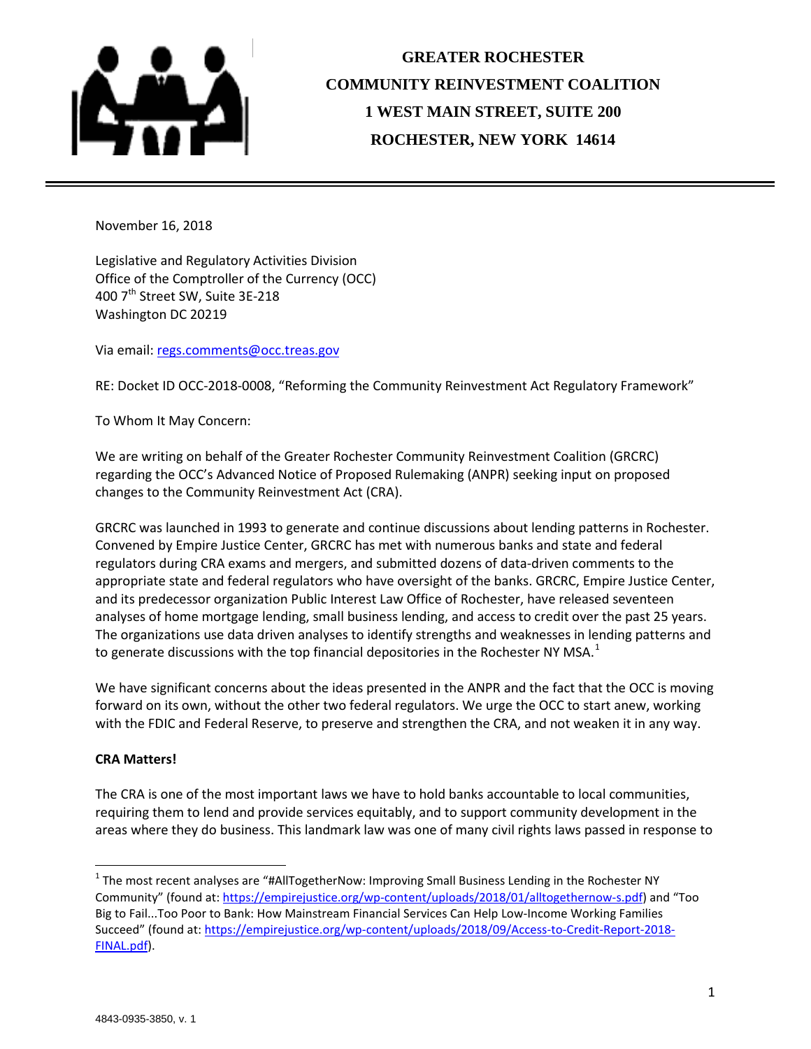**GREATER ROCHESTER**
**COMMUNITY REINVESTMENT COALITION**
**1 WEST MAIN STREET, SUITE 200**
**ROCHESTER, NEW YORK 14614**

---

November 16, 2018

Legislative and Regulatory Activities Division
Office of the Comptroller of the Currency (OCC)
400 7th Street SW, Suite 3E-218
Washington DC 20219

Via email: regs.comments@occ.treas.gov

RE: Docket ID OCC-2018-0008, "Reforming the Community Reinvestment Act Regulatory Framework"

To Whom It May Concern:

We are writing on behalf of the Greater Rochester Community Reinvestment Coalition (GRCRC) regarding the OCC's Advanced Notice of Proposed Rulemaking (ANPR) seeking input on proposed changes to the Community Reinvestment Act (CRA).

GRCRC was launched in 1993 to generate and continue discussions about lending patterns in Rochester. Convened by Empire Justice Center, GRCRC has met with numerous banks and state and federal regulators during CRA exams and mergers, and submitted dozens of data-driven comments to the appropriate state and federal regulators who have oversight of the banks. GRCRC, Empire Justice Center, and its predecessor organization Public Interest Law Office of Rochester, have released seventeen analyses of home mortgage lending, small business lending, and access to credit over the past 25 years. The organizations use data driven analyses to identify strengths and weaknesses in lending patterns and to generate discussions with the top financial depositories in the Rochester NY MSA.[1]

We have significant concerns about the ideas presented in the ANPR and the fact that the OCC is moving forward on its own, without the other two federal regulators. We urge the OCC to start anew, working with the FDIC and Federal Reserve, to preserve and strengthen the CRA, and not weaken it in any way.

**CRA Matters!**

The CRA is one of the most important laws we have to hold banks accountable to local communities, requiring them to lend and provide services equitably, and to support community development in the areas where they do business. This landmark law was one of many civil rights laws passed in response to

---

[1] The most recent analyses are "#AllTogetherNow: Improving Small Business Lending in the Rochester NY Community" (found at: https://empirejustice.org/wp-content/uploads/2018/01/alltogethernow-s.pdf) and "Too Big to Fail...Too Poor to Bank: How Mainstream Financial Services Can Help Low-Income Working Families Succeed" (found at: https://empirejustice.org/wp-content/uploads/2018/09/Access-to-Credit-Report-2018-FINAL.pdf).

4843-0935-3850, v. 1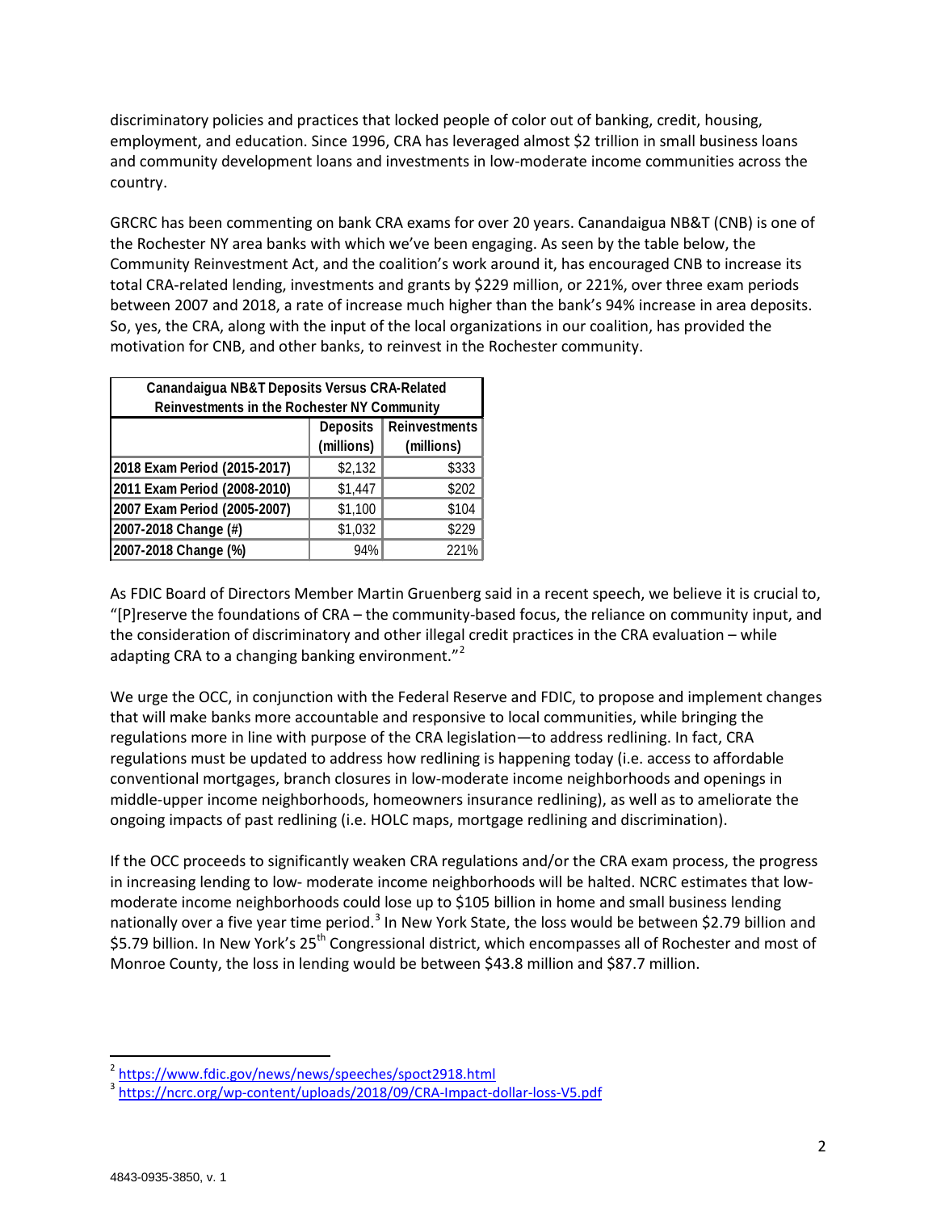discriminatory policies and practices that locked people of color out of banking, credit, housing, employment, and education. Since 1996, CRA has leveraged almost $2 trillion in small business loans and community development loans and investments in low-moderate income communities across the country.

GRCRC has been commenting on bank CRA exams for over 20 years. Canandaigua NB&T (CNB) is one of the Rochester NY area banks with which we've been engaging. As seen by the table below, the Community Reinvestment Act, and the coalition's work around it, has encouraged CNB to increase its total CRA-related lending, investments and grants by $229 million, or 221%, over three exam periods between 2007 and 2018, a rate of increase much higher than the bank's 94% increase in area deposits. So, yes, the CRA, along with the input of the local organizations in our coalition, has provided the motivation for CNB, and other banks, to reinvest in the Rochester community.

| Canandaigua NB&T Deposits Versus CRA-Related Reinvestments in the Rochester NY Community | | |
|---|---|---|
| | Deposits (millions) | Reinvestments (millions) |
| 2018 Exam Period (2015-2017) | $2,132 | $333 |
| 2011 Exam Period (2008-2010) | $1,447 | $202 |
| 2007 Exam Period (2005-2007) | $1,100 | $104 |
| 2007-2018 Change (#) | $1,032 | $229 |
| 2007-2018 Change (%) | 94% | 221% |

As FDIC Board of Directors Member Martin Gruenberg said in a recent speech, we believe it is crucial to, "[P]reserve the foundations of CRA – the community-based focus, the reliance on community input, and the consideration of discriminatory and other illegal credit practices in the CRA evaluation – while adapting CRA to a changing banking environment."[2]

We urge the OCC, in conjunction with the Federal Reserve and FDIC, to propose and implement changes that will make banks more accountable and responsive to local communities, while bringing the regulations more in line with purpose of the CRA legislation—to address redlining. In fact, CRA regulations must be updated to address how redlining is happening today (i.e. access to affordable conventional mortgages, branch closures in low-moderate income neighborhoods and openings in middle-upper income neighborhoods, homeowners insurance redlining), as well as to ameliorate the ongoing impacts of past redlining (i.e. HOLC maps, mortgage redlining and discrimination).

If the OCC proceeds to significantly weaken CRA regulations and/or the CRA exam process, the progress in increasing lending to low- moderate income neighborhoods will be halted. NCRC estimates that low-moderate income neighborhoods could lose up to $105 billion in home and small business lending nationally over a five year time period.[3] In New York State, the loss would be between $2.79 billion and $5.79 billion. In New York's 25th Congressional district, which encompasses all of Rochester and most of Monroe County, the loss in lending would be between $43.8 million and $87.7 million.

[2] https://www.fdic.gov/news/news/speeches/spoct2918.html

[3] https://ncrc.org/wp-content/uploads/2018/09/CRA-Impact-dollar-loss-V5.pdf

4843-0935-3850, v. 1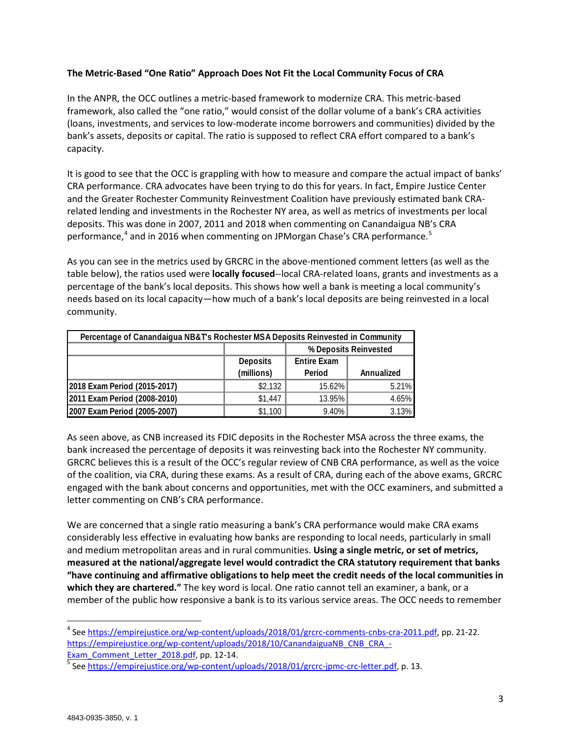**The Metric-Based "One Ratio" Approach Does Not Fit the Local Community Focus of CRA**

In the ANPR, the OCC outlines a metric-based framework to modernize CRA. This metric-based framework, also called the "one ratio," would consist of the dollar volume of a bank's CRA activities (loans, investments, and services to low-moderate income borrowers and communities) divided by the bank's assets, deposits or capital. The ratio is supposed to reflect CRA effort compared to a bank's capacity.

It is good to see that the OCC is grappling with how to measure and compare the actual impact of banks' CRA performance. CRA advocates have been trying to do this for years. In fact, Empire Justice Center and the Greater Rochester Community Reinvestment Coalition have previously estimated bank CRA-related lending and investments in the Rochester NY area, as well as metrics of investments per local deposits. This was done in 2007, 2011 and 2018 when commenting on Canandaigua NB's CRA performance,[4] and in 2016 when commenting on JPMorgan Chase's CRA performance.[5]

As you can see in the metrics used by GRCRC in the above-mentioned comment letters (as well as the table below), the ratios used were **locally focused**--local CRA-related loans, grants and investments as a percentage of the bank's local deposits. This shows how well a bank is meeting a local community's needs based on its local capacity—how much of a bank's local deposits are being reinvested in a local community.

| Percentage of Canandaigua NB&T's Rochester MSA Deposits Reinvested in Community | | | |
|---|---|---|---|
| | | % Deposits Reinvested | |
| | Deposits (millions) | Entire Exam Period | Annualized |
| **2018 Exam Period (2015-2017)** | $2,132 | 15.62% | 5.21% |
| **2011 Exam Period (2008-2010)** | $1,447 | 13.95% | 4.65% |
| **2007 Exam Period (2005-2007)** | $1,100 | 9.40% | 3.13% |

As seen above, as CNB increased its FDIC deposits in the Rochester MSA across the three exams, the bank increased the percentage of deposits it was reinvesting back into the Rochester NY community. GRCRC believes this is a result of the OCC's regular review of CNB CRA performance, as well as the voice of the coalition, via CRA, during these exams. As a result of CRA, during each of the above exams, GRCRC engaged with the bank about concerns and opportunities, met with the OCC examiners, and submitted a letter commenting on CNB's CRA performance.

We are concerned that a single ratio measuring a bank's CRA performance would make CRA exams considerably less effective in evaluating how banks are responding to local needs, particularly in small and medium metropolitan areas and in rural communities. **Using a single metric, or set of metrics, measured at the national/aggregate level would contradict the CRA statutory requirement that banks "have continuing and affirmative obligations to help meet the credit needs of the local communities in which they are chartered."** The key word is local. One ratio cannot tell an examiner, a bank, or a member of the public how responsive a bank is to its various service areas. The OCC needs to remember

---

[4] See https://empirejustice.org/wp-content/uploads/2018/01/grcrc-comments-cnbs-cra-2011.pdf, pp. 21-22. https://empirejustice.org/wp-content/uploads/2018/10/CanandaiguaNB_CNB_CRA_-Exam_Comment_Letter_2018.pdf, pp. 12-14.

[5] See https://empirejustice.org/wp-content/uploads/2018/01/grcrc-jpmc-crc-letter.pdf, p. 13.

4843-0935-3850, v. 1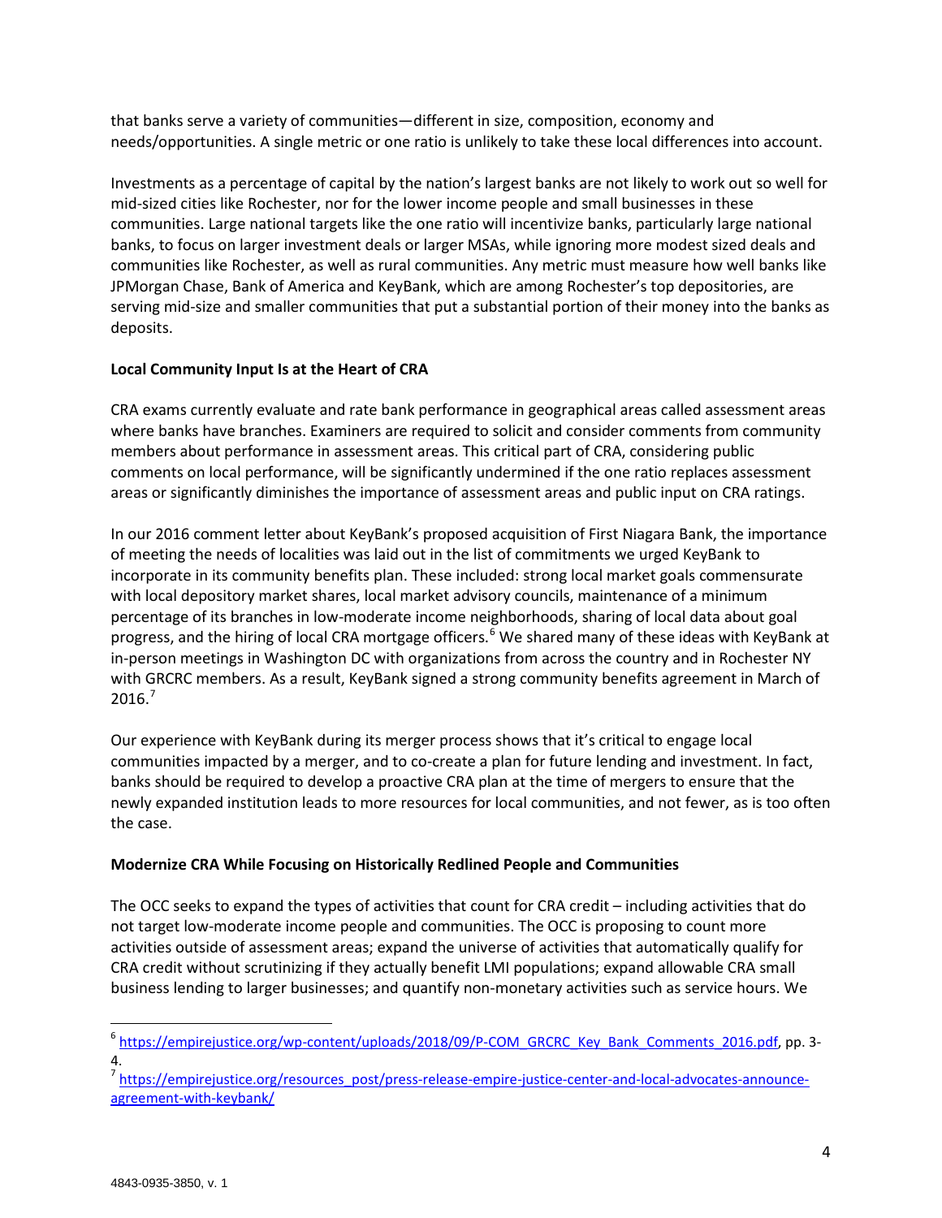that banks serve a variety of communities—different in size, composition, economy and needs/opportunities. A single metric or one ratio is unlikely to take these local differences into account.

Investments as a percentage of capital by the nation's largest banks are not likely to work out so well for mid-sized cities like Rochester, nor for the lower income people and small businesses in these communities. Large national targets like the one ratio will incentivize banks, particularly large national banks, to focus on larger investment deals or larger MSAs, while ignoring more modest sized deals and communities like Rochester, as well as rural communities. Any metric must measure how well banks like JPMorgan Chase, Bank of America and KeyBank, which are among Rochester's top depositories, are serving mid-size and smaller communities that put a substantial portion of their money into the banks as deposits.

**Local Community Input Is at the Heart of CRA**

CRA exams currently evaluate and rate bank performance in geographical areas called assessment areas where banks have branches. Examiners are required to solicit and consider comments from community members about performance in assessment areas. This critical part of CRA, considering public comments on local performance, will be significantly undermined if the one ratio replaces assessment areas or significantly diminishes the importance of assessment areas and public input on CRA ratings.

In our 2016 comment letter about KeyBank's proposed acquisition of First Niagara Bank, the importance of meeting the needs of localities was laid out in the list of commitments we urged KeyBank to incorporate in its community benefits plan. These included: strong local market goals commensurate with local depository market shares, local market advisory councils, maintenance of a minimum percentage of its branches in low-moderate income neighborhoods, sharing of local data about goal progress, and the hiring of local CRA mortgage officers.[6] We shared many of these ideas with KeyBank at in-person meetings in Washington DC with organizations from across the country and in Rochester NY with GRCRC members. As a result, KeyBank signed a strong community benefits agreement in March of 2016.[7]

Our experience with KeyBank during its merger process shows that it's critical to engage local communities impacted by a merger, and to co-create a plan for future lending and investment. In fact, banks should be required to develop a proactive CRA plan at the time of mergers to ensure that the newly expanded institution leads to more resources for local communities, and not fewer, as is too often the case.

**Modernize CRA While Focusing on Historically Redlined People and Communities**

The OCC seeks to expand the types of activities that count for CRA credit – including activities that do not target low-moderate income people and communities. The OCC is proposing to count more activities outside of assessment areas; expand the universe of activities that automatically qualify for CRA credit without scrutinizing if they actually benefit LMI populations; expand allowable CRA small business lending to larger businesses; and quantify non-monetary activities such as service hours. We

[6] https://empirejustice.org/wp-content/uploads/2018/09/P-COM_GRCRC_Key_Bank_Comments_2016.pdf, pp. 3-4.

[7] https://empirejustice.org/resources_post/press-release-empire-justice-center-and-local-advocates-announce-agreement-with-keybank/

4843-0935-3850, v. 1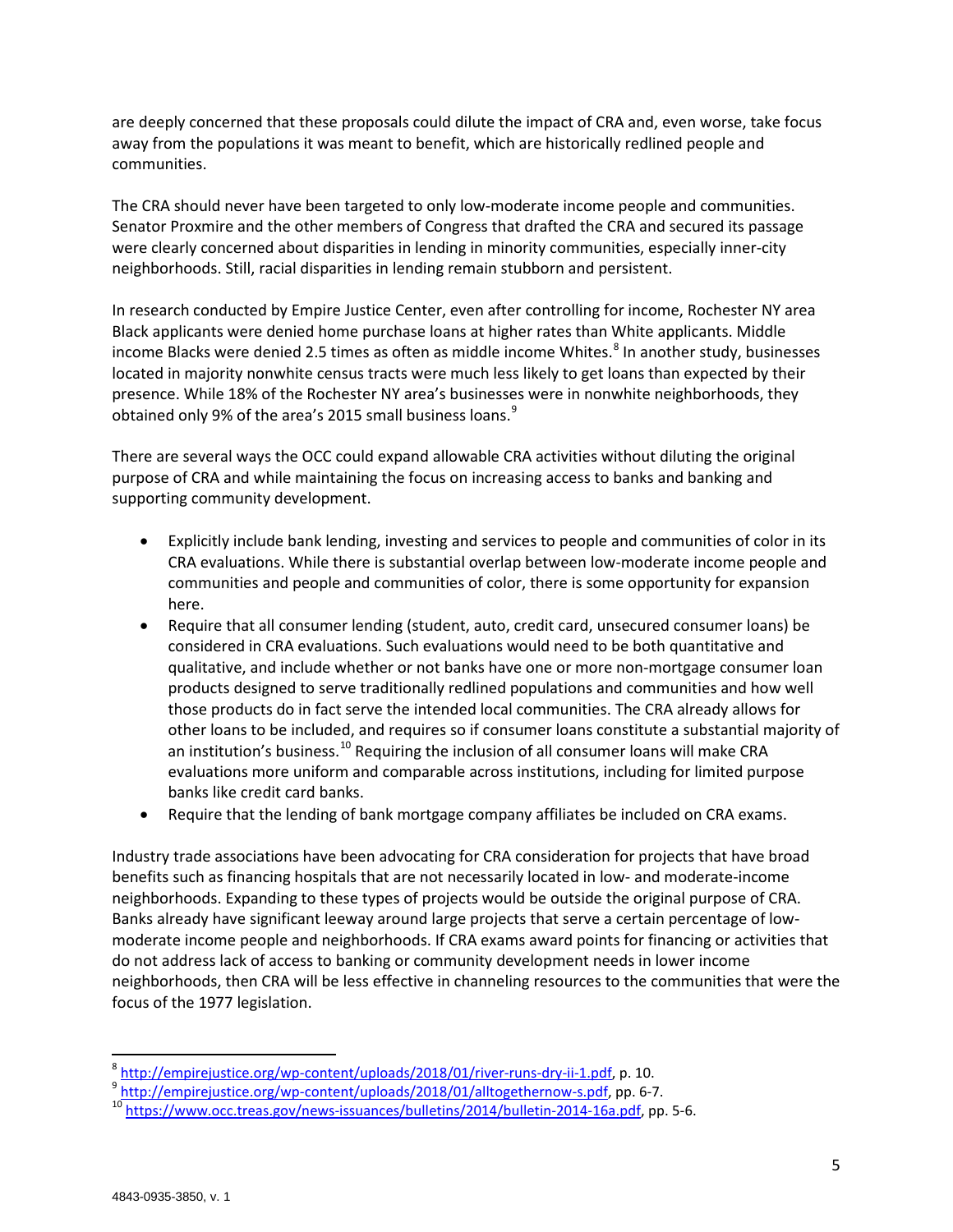are deeply concerned that these proposals could dilute the impact of CRA and, even worse, take focus away from the populations it was meant to benefit, which are historically redlined people and communities.

The CRA should never have been targeted to only low-moderate income people and communities. Senator Proxmire and the other members of Congress that drafted the CRA and secured its passage were clearly concerned about disparities in lending in minority communities, especially inner-city neighborhoods. Still, racial disparities in lending remain stubborn and persistent.

In research conducted by Empire Justice Center, even after controlling for income, Rochester NY area Black applicants were denied home purchase loans at higher rates than White applicants. Middle income Blacks were denied 2.5 times as often as middle income Whites.[8] In another study, businesses located in majority nonwhite census tracts were much less likely to get loans than expected by their presence. While 18% of the Rochester NY area's businesses were in nonwhite neighborhoods, they obtained only 9% of the area's 2015 small business loans.[9]

There are several ways the OCC could expand allowable CRA activities without diluting the original purpose of CRA and while maintaining the focus on increasing access to banks and banking and supporting community development.

- Explicitly include bank lending, investing and services to people and communities of color in its CRA evaluations. While there is substantial overlap between low-moderate income people and communities and people and communities of color, there is some opportunity for expansion here.
- Require that all consumer lending (student, auto, credit card, unsecured consumer loans) be considered in CRA evaluations. Such evaluations would need to be both quantitative and qualitative, and include whether or not banks have one or more non-mortgage consumer loan products designed to serve traditionally redlined populations and communities and how well those products do in fact serve the intended local communities. The CRA already allows for other loans to be included, and requires so if consumer loans constitute a substantial majority of an institution's business.[10] Requiring the inclusion of all consumer loans will make CRA evaluations more uniform and comparable across institutions, including for limited purpose banks like credit card banks.
- Require that the lending of bank mortgage company affiliates be included on CRA exams.

Industry trade associations have been advocating for CRA consideration for projects that have broad benefits such as financing hospitals that are not necessarily located in low- and moderate-income neighborhoods. Expanding to these types of projects would be outside the original purpose of CRA. Banks already have significant leeway around large projects that serve a certain percentage of low-moderate income people and neighborhoods. If CRA exams award points for financing or activities that do not address lack of access to banking or community development needs in lower income neighborhoods, then CRA will be less effective in channeling resources to the communities that were the focus of the 1977 legislation.

---

[8] http://empirejustice.org/wp-content/uploads/2018/01/river-runs-dry-ii-1.pdf, p. 10.

[9] http://empirejustice.org/wp-content/uploads/2018/01/alltogethernow-s.pdf, pp. 6-7.

[10] https://www.occ.treas.gov/news-issuances/bulletins/2014/bulletin-2014-16a.pdf, pp. 5-6.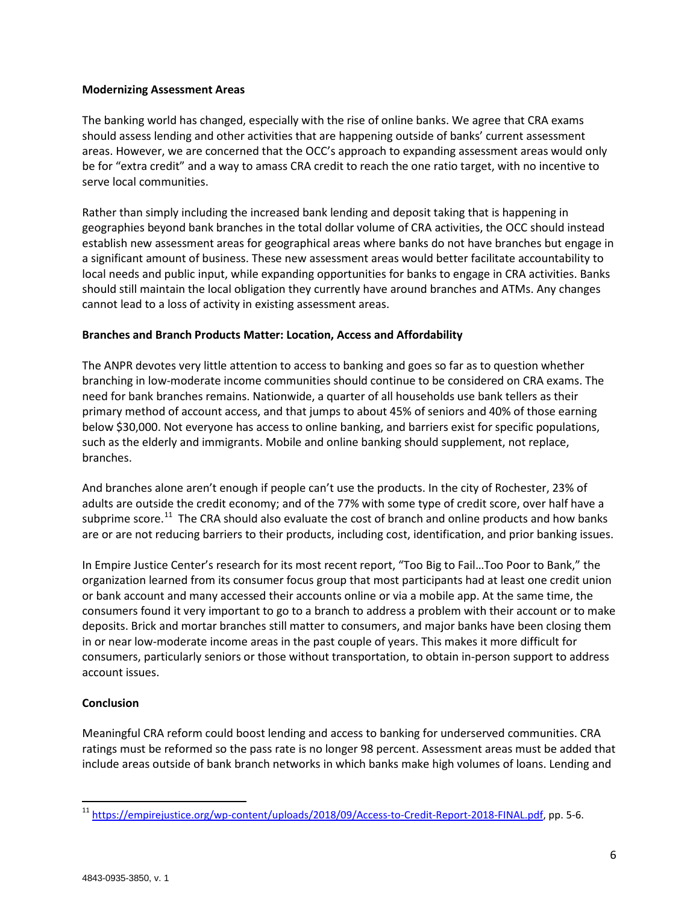**Modernizing Assessment Areas**

The banking world has changed, especially with the rise of online banks. We agree that CRA exams should assess lending and other activities that are happening outside of banks' current assessment areas. However, we are concerned that the OCC's approach to expanding assessment areas would only be for "extra credit" and a way to amass CRA credit to reach the one ratio target, with no incentive to serve local communities.

Rather than simply including the increased bank lending and deposit taking that is happening in geographies beyond bank branches in the total dollar volume of CRA activities, the OCC should instead establish new assessment areas for geographical areas where banks do not have branches but engage in a significant amount of business. These new assessment areas would better facilitate accountability to local needs and public input, while expanding opportunities for banks to engage in CRA activities. Banks should still maintain the local obligation they currently have around branches and ATMs. Any changes cannot lead to a loss of activity in existing assessment areas.

**Branches and Branch Products Matter: Location, Access and Affordability**

The ANPR devotes very little attention to access to banking and goes so far as to question whether branching in low-moderate income communities should continue to be considered on CRA exams. The need for bank branches remains. Nationwide, a quarter of all households use bank tellers as their primary method of account access, and that jumps to about 45% of seniors and 40% of those earning below $30,000. Not everyone has access to online banking, and barriers exist for specific populations, such as the elderly and immigrants. Mobile and online banking should supplement, not replace, branches.

And branches alone aren't enough if people can't use the products. In the city of Rochester, 23% of adults are outside the credit economy; and of the 77% with some type of credit score, over half have a subprime score.[11] The CRA should also evaluate the cost of branch and online products and how banks are or are not reducing barriers to their products, including cost, identification, and prior banking issues.

In Empire Justice Center's research for its most recent report, "Too Big to Fail…Too Poor to Bank," the organization learned from its consumer focus group that most participants had at least one credit union or bank account and many accessed their accounts online or via a mobile app. At the same time, the consumers found it very important to go to a branch to address a problem with their account or to make deposits. Brick and mortar branches still matter to consumers, and major banks have been closing them in or near low-moderate income areas in the past couple of years. This makes it more difficult for consumers, particularly seniors or those without transportation, to obtain in-person support to address account issues.

**Conclusion**

Meaningful CRA reform could boost lending and access to banking for underserved communities. CRA ratings must be reformed so the pass rate is no longer 98 percent. Assessment areas must be added that include areas outside of bank branch networks in which banks make high volumes of loans. Lending and

[11] https://empirejustice.org/wp-content/uploads/2018/09/Access-to-Credit-Report-2018-FINAL.pdf, pp. 5-6.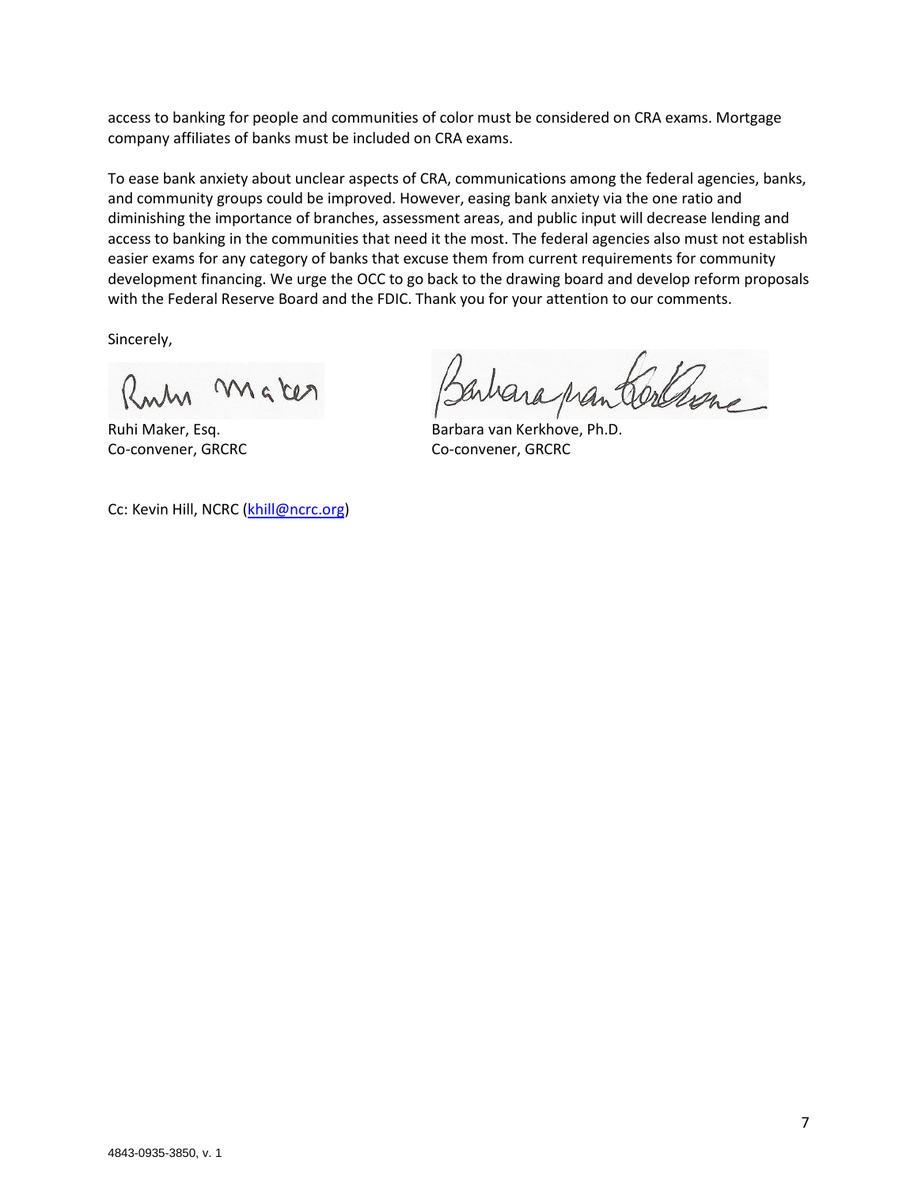access to banking for people and communities of color must be considered on CRA exams. Mortgage company affiliates of banks must be included on CRA exams.

To ease bank anxiety about unclear aspects of CRA, communications among the federal agencies, banks, and community groups could be improved. However, easing bank anxiety via the one ratio and diminishing the importance of branches, assessment areas, and public input will decrease lending and access to banking in the communities that need it the most. The federal agencies also must not establish easier exams for any category of banks that excuse them from current requirements for community development financing. We urge the OCC to go back to the drawing board and develop reform proposals with the Federal Reserve Board and the FDIC. Thank you for your attention to our comments.

Sincerely,

Ruhi Maker, Esq.
Co-convener, GRCRC

Barbara van Kerkhove, Ph.D.
Co-convener, GRCRC

Cc: Kevin Hill, NCRC (khill@ncrc.org)

4843-0935-3850, v. 1